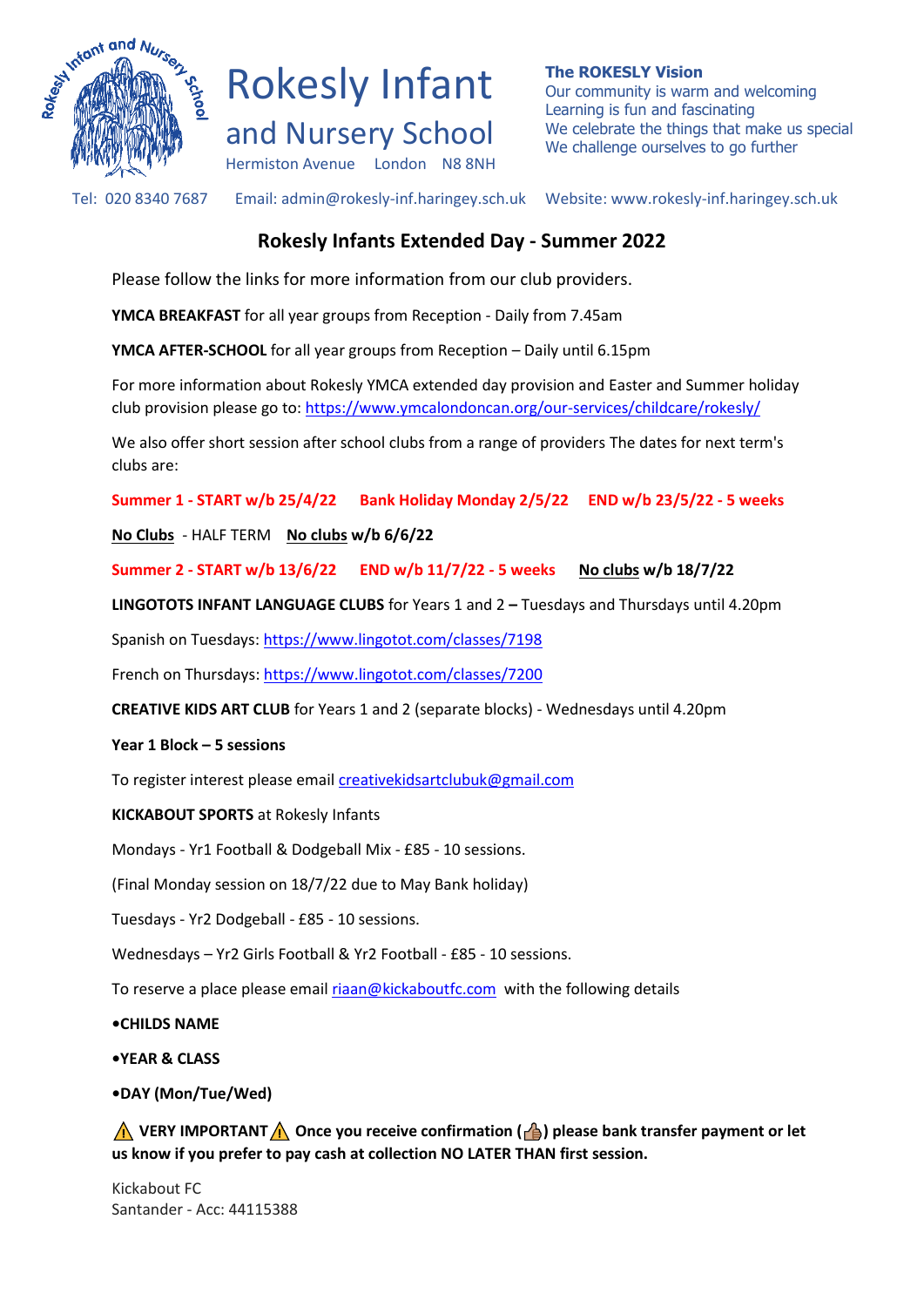# Rokesly Infant and Nursery School

Hermiston Avenue London N8 8NH

**The ROKESLY Vision**
Our community is warm and welcoming
Learning is fun and fascinating
We celebrate the things that make us special
We challenge ourselves to go further

Tel: 020 8340 7687 Email: admin@rokesly-inf.haringey.sch.uk Website: www.rokesly-inf.haringey.sch.uk

## Rokesly Infants Extended Day - Summer 2022

Please follow the links for more information from our club providers.

**YMCA BREAKFAST** for all year groups from Reception - Daily from 7.45am

**YMCA AFTER-SCHOOL** for all year groups from Reception – Daily until 6.15pm

For more information about Rokesly YMCA extended day provision and Easter and Summer holiday club provision please go to: https://www.ymcalondoncan.org/our-services/childcare/rokesly/

We also offer short session after school clubs from a range of providers The dates for next term's clubs are:

**Summer 1 - START w/b 25/4/22 Bank Holiday Monday 2/5/22 END w/b 23/5/22 - 5 weeks**

**No Clubs** - HALF TERM **No clubs w/b 6/6/22**

**Summer 2 - START w/b 13/6/22 END w/b 11/7/22 - 5 weeks** **No clubs w/b 18/7/22**

**LINGOTOTS INFANT LANGUAGE CLUBS** for Years 1 and 2 **–** Tuesdays and Thursdays until 4.20pm

Spanish on Tuesdays: https://www.lingotot.com/classes/7198

French on Thursdays: https://www.lingotot.com/classes/7200

**CREATIVE KIDS ART CLUB** for Years 1 and 2 (separate blocks) - Wednesdays until 4.20pm

**Year 1 Block – 5 sessions**

To register interest please email creativekidsartclubuk@gmail.com

**KICKABOUT SPORTS** at Rokesly Infants

Mondays - Yr1 Football & Dodgeball Mix - £85 - 10 sessions.

(Final Monday session on 18/7/22 due to May Bank holiday)

Tuesdays - Yr2 Dodgeball - £85 - 10 sessions.

Wednesdays – Yr2 Girls Football & Yr2 Football - £85 - 10 sessions.

To reserve a place please email riaan@kickaboutfc.com with the following details

- **CHILDS NAME**
- **YEAR & CLASS**
- **DAY (Mon/Tue/Wed)**

**⚠ VERY IMPORTANT ⚠ Once you receive confirmation (👍) please bank transfer payment or let us know if you prefer to pay cash at collection NO LATER THAN first session.**

Kickabout FC
Santander - Acc: 44115388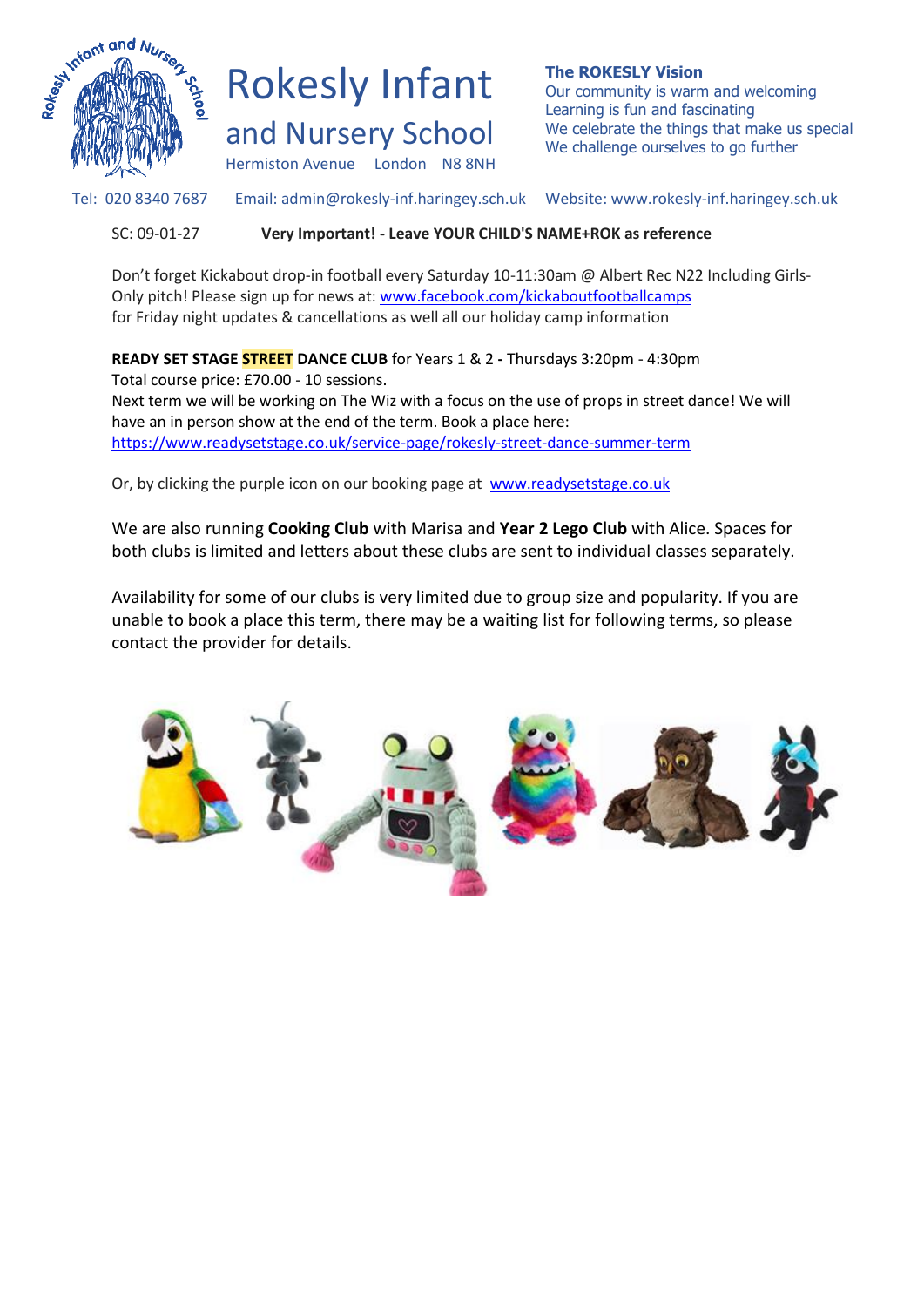# Rokesly Infant and Nursery School

Hermiston Avenue London N8 8NH

**The ROKESLY Vision**
Our community is warm and welcoming
Learning is fun and fascinating
We celebrate the things that make us special
We challenge ourselves to go further

Tel: 020 8340 7687 Email: admin@rokesly-inf.haringey.sch.uk Website: www.rokesly-inf.haringey.sch.uk

SC: 09-01-27 **Very Important! - Leave YOUR CHILD'S NAME+ROK as reference**

Don't forget Kickabout drop-in football every Saturday 10-11:30am @ Albert Rec N22 Including Girls-Only pitch! Please sign up for news at: www.facebook.com/kickaboutfootballcamps for Friday night updates & cancellations as well all our holiday camp information

**READY SET STAGE STREET DANCE CLUB** for Years 1 & 2 **-** Thursdays 3:20pm - 4:30pm
Total course price: £70.00 - 10 sessions.
Next term we will be working on The Wiz with a focus on the use of props in street dance! We will have an in person show at the end of the term. Book a place here:
https://www.readysetstage.co.uk/service-page/rokesly-street-dance-summer-term

Or, by clicking the purple icon on our booking page at www.readysetstage.co.uk

We are also running **Cooking Club** with Marisa and **Year 2 Lego Club** with Alice. Spaces for both clubs is limited and letters about these clubs are sent to individual classes separately.

Availability for some of our clubs is very limited due to group size and popularity. If you are unable to book a place this term, there may be a waiting list for following terms, so please contact the provider for details.